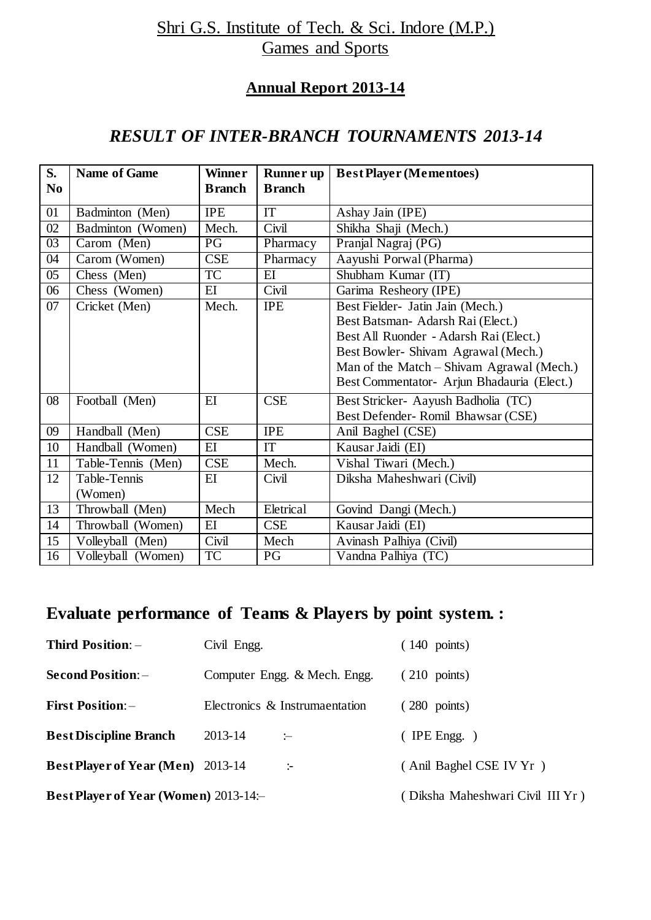# Shri G.S. Institute of Tech. & Sci. Indore (M.P.)
## Games and Sports

### Annual Report 2013-14

### *RESULT OF INTER-BRANCH TOURNAMENTS 2013-14*

| S. No | Name of Game | Winner Branch | Runner up Branch | Best Player (Mementoes) |
|---|---|---|---|---|
| 01 | Badminton (Men) | IPE | IT | Ashay Jain (IPE) |
| 02 | Badminton (Women) | Mech. | Civil | Shikha Shaji (Mech.) |
| 03 | Carom (Men) | PG | Pharmacy | Pranjal Nagraj (PG) |
| 04 | Carom (Women) | CSE | Pharmacy | Aayushi Porwal (Pharma) |
| 05 | Chess (Men) | TC | EI | Shubham Kumar (IT) |
| 06 | Chess (Women) | EI | Civil | Garima Resheory (IPE) |
| 07 | Cricket (Men) | Mech. | IPE | Best Fielder- Jatin Jain (Mech.)<br>Best Batsman- Adarsh Rai (Elect.)<br>Best All Ruonder - Adarsh Rai (Elect.)<br>Best Bowler- Shivam Agrawal (Mech.)<br>Man of the Match – Shivam Agrawal (Mech.)<br>Best Commentator- Arjun Bhadauria (Elect.) |
| 08 | Football (Men) | EI | CSE | Best Stricker- Aayush Badholia (TC)<br>Best Defender- Romil Bhawsar (CSE) |
| 09 | Handball (Men) | CSE | IPE | Anil Baghel (CSE) |
| 10 | Handball (Women) | EI | IT | Kausar Jaidi (EI) |
| 11 | Table-Tennis (Men) | CSE | Mech. | Vishal Tiwari (Mech.) |
| 12 | Table-Tennis (Women) | EI | Civil | Diksha Maheshwari (Civil) |
| 13 | Throwball (Men) | Mech | Eletrical | Govind Dangi (Mech.) |
| 14 | Throwball (Women) | EI | CSE | Kausar Jaidi (EI) |
| 15 | Volleyball (Men) | Civil | Mech | Avinash Palhiya (Civil) |
| 16 | Volleyball (Women) | TC | PG | Vandna Palhiya (TC) |

## Evaluate performance of Teams & Players by point system. :

**Third Position**: – Civil Engg. (140 points)

**Second Position**: – Computer Engg. & Mech. Engg. (210 points)

**First Position**: – Electronics & Instrumaentation (280 points)

**Best Discipline Branch** 2013-14 :– ( IPE Engg. )

**Best Player of Year (Men)** 2013-14 :- ( Anil Baghel CSE IV Yr )

**Best Player of Year (Women)** 2013-14:– ( Diksha Maheshwari Civil III Yr )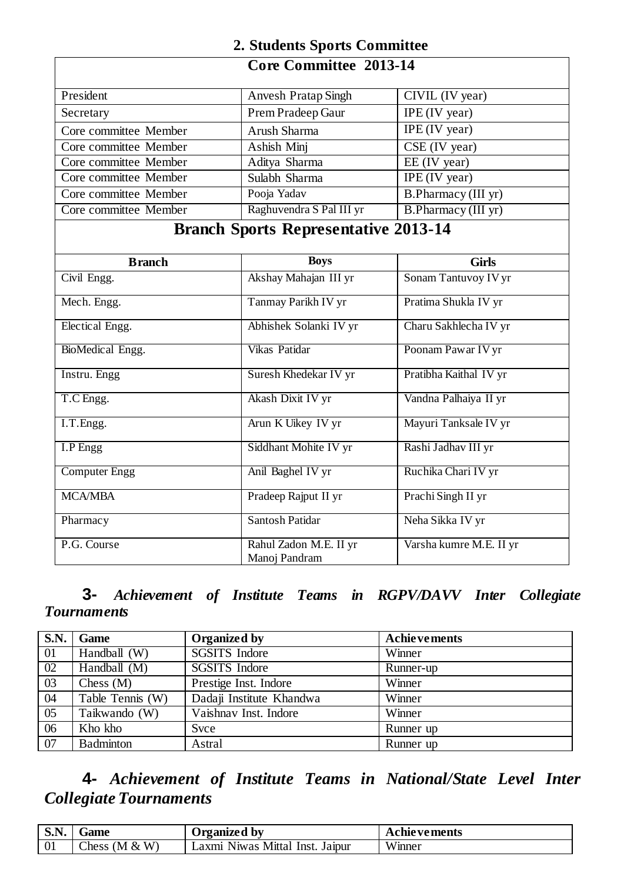## 2. Students Sports Committee

| Core Committee 2013-14 | | |
|---|---|---|
| President | Anvesh Pratap Singh | CIVIL (IV year) |
| Secretary | Prem Pradeep Gaur | IPE (IV year) |
| Core committee Member | Arush Sharma | IPE (IV year) |
| Core committee Member | Ashish Minj | CSE (IV year) |
| Core committee Member | Aditya Sharma | EE (IV year) |
| Core committee Member | Sulabh Sharma | IPE (IV year) |
| Core committee Member | Pooja Yadav | B.Pharmacy (III yr) |
| Core committee Member | Raghuvendra S Pal III yr | B.Pharmacy (III yr) |

**Branch Sports Representative 2013-14**

| Branch | Boys | Girls |
|---|---|---|
| Civil Engg. | Akshay Mahajan III yr | Sonam Tantuvoy IV yr |
| Mech. Engg. | Tanmay Parikh IV yr | Pratima Shukla IV yr |
| Electical Engg. | Abhishek Solanki IV yr | Charu Sakhlecha IV yr |
| BioMedical Engg. | Vikas Patidar | Poonam Pawar IV yr |
| Instru. Engg | Suresh Khedekar IV yr | Pratibha Kaithal IV yr |
| T.C Engg. | Akash Dixit IV yr | Vandna Palhaiya II yr |
| I.T.Engg. | Arun K Uikey IV yr | Mayuri Tanksale IV yr |
| I.P Engg | Siddhant Mohite IV yr | Rashi Jadhav III yr |
| Computer Engg | Anil Baghel IV yr | Ruchika Chari IV yr |
| MCA/MBA | Pradeep Rajput II yr | Prachi Singh II yr |
| Pharmacy | Santosh Patidar | Neha Sikka IV yr |
| P.G. Course | Rahul Zadon M.E. II yr<br>Manoj Pandram | Varsha kumre M.E. II yr |

## 3- *Achievement of Institute Teams in RGPV/DAVV Inter Collegiate Tournaments*

| S.N. | Game | Organized by | Achievements |
|---|---|---|---|
| 01 | Handball (W) | SGSITS Indore | Winner |
| 02 | Handball (M) | SGSITS Indore | Runner-up |
| 03 | Chess (M) | Prestige Inst. Indore | Winner |
| 04 | Table Tennis (W) | Dadaji Institute Khandwa | Winner |
| 05 | Taikwando (W) | Vaishnav Inst. Indore | Winner |
| 06 | Kho kho | Svce | Runner up |
| 07 | Badminton | Astral | Runner up |

## 4- *Achievement of Institute Teams in National/State Level Inter Collegiate Tournaments*

| S.N. | Game | Organized by | Achievements |
|---|---|---|---|
| 01 | Chess (M & W) | Laxmi Niwas Mittal Inst. Jaipur | Winner |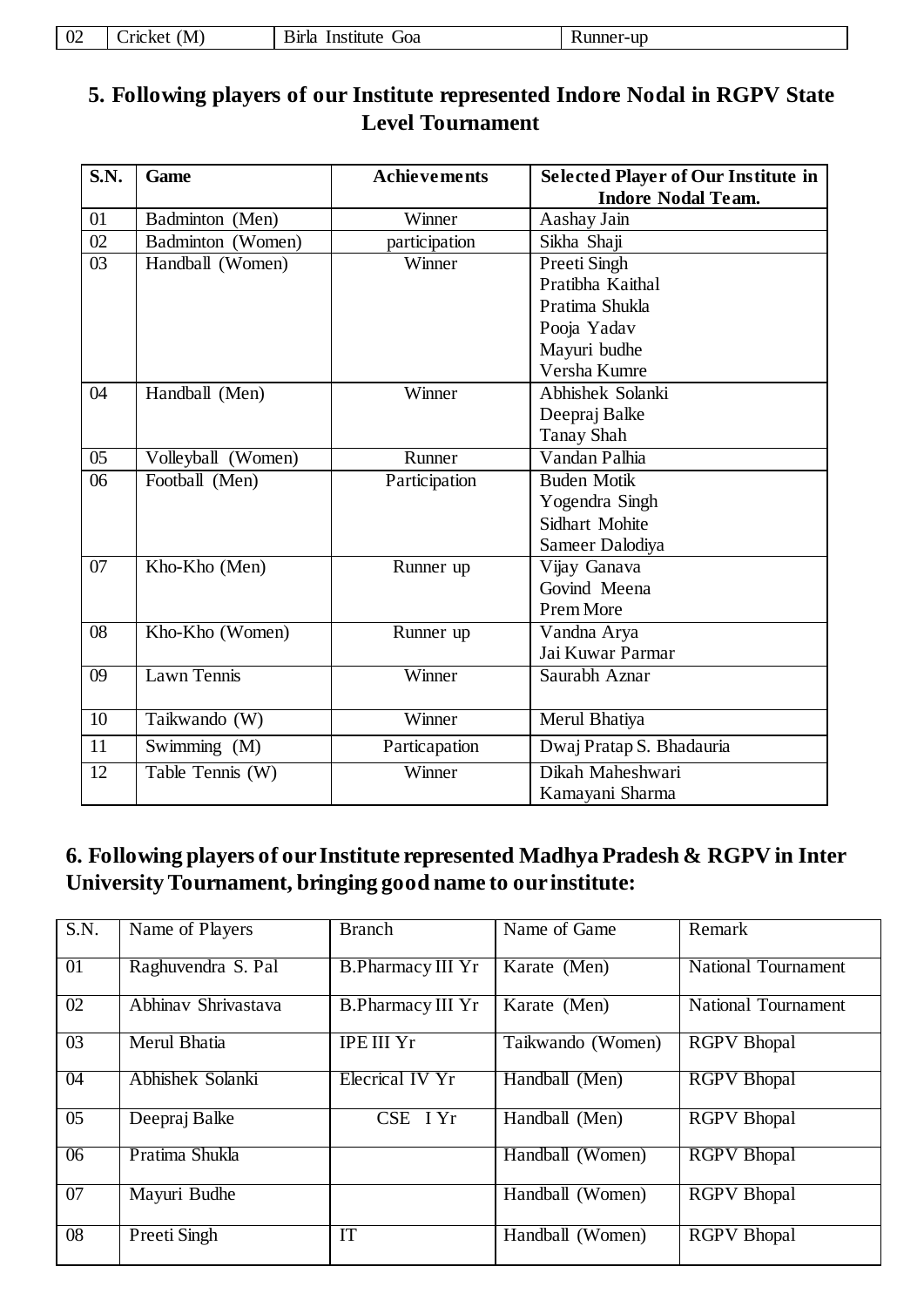| 02 | Cricket (M) | Birla Institute Goa | Runner-up |
|---|---|---|---|

## 5. Following players of our Institute represented Indore Nodal in RGPV State Level Tournament

| S.N. | Game | Achievements | Selected Player of Our Institute in Indore Nodal Team. |
|---|---|---|---|
| 01 | Badminton (Men) | Winner | Aashay Jain |
| 02 | Badminton (Women) | participation | Sikha Shaji |
| 03 | Handball (Women) | Winner | Preeti Singh<br>Pratibha Kaithal<br>Pratima Shukla<br>Pooja Yadav<br>Mayuri budhe<br>Versha Kumre |
| 04 | Handball (Men) | Winner | Abhishek Solanki<br>Deepraj Balke<br>Tanay Shah |
| 05 | Volleyball (Women) | Runner | Vandan Palhia |
| 06 | Football (Men) | Participation | Buden Motik<br>Yogendra Singh<br>Sidhart Mohite<br>Sameer Dalodiya |
| 07 | Kho-Kho (Men) | Runner up | Vijay Ganava<br>Govind Meena<br>Prem More |
| 08 | Kho-Kho (Women) | Runner up | Vandna Arya<br>Jai Kuwar Parmar |
| 09 | Lawn Tennis | Winner | Saurabh Aznar |
| 10 | Taikwando (W) | Winner | Merul Bhatiya |
| 11 | Swimming (M) | Particapation | Dwaj Pratap S. Bhadauria |
| 12 | Table Tennis (W) | Winner | Dikah Maheshwari<br>Kamayani Sharma |

## 6. Following players of our Institute represented Madhya Pradesh & RGPV in Inter University Tournament, bringing good name to our institute:

| S.N. | Name of Players | Branch | Name of Game | Remark |
|---|---|---|---|---|
| 01 | Raghuvendra S. Pal | B.Pharmacy III Yr | Karate (Men) | National Tournament |
| 02 | Abhinav Shrivastava | B.Pharmacy III Yr | Karate (Men) | National Tournament |
| 03 | Merul Bhatia | IPE III Yr | Taikwando (Women) | RGPV Bhopal |
| 04 | Abhishek Solanki | Elecrical IV Yr | Handball (Men) | RGPV Bhopal |
| 05 | Deepraj Balke | CSE I Yr | Handball (Men) | RGPV Bhopal |
| 06 | Pratima Shukla | | Handball (Women) | RGPV Bhopal |
| 07 | Mayuri Budhe | | Handball (Women) | RGPV Bhopal |
| 08 | Preeti Singh | IT | Handball (Women) | RGPV Bhopal |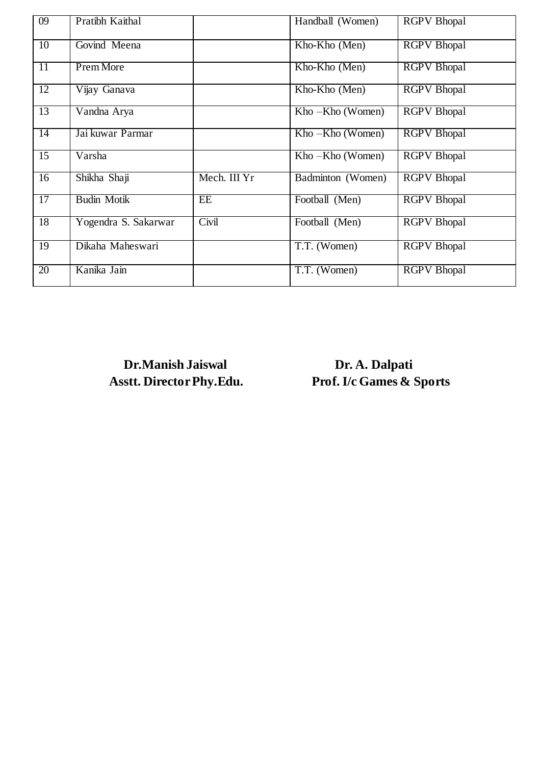| | | | | |
|---|---|---|---|---|
| 09 | Pratibh Kaithal | | Handball (Women) | RGPV Bhopal |
| 10 | Govind Meena | | Kho-Kho (Men) | RGPV Bhopal |
| 11 | Prem More | | Kho-Kho (Men) | RGPV Bhopal |
| 12 | Vijay Ganava | | Kho-Kho (Men) | RGPV Bhopal |
| 13 | Vandna Arya | | Kho –Kho (Women) | RGPV Bhopal |
| 14 | Jai kuwar Parmar | | Kho –Kho (Women) | RGPV Bhopal |
| 15 | Varsha | | Kho –Kho (Women) | RGPV Bhopal |
| 16 | Shikha Shaji | Mech. III Yr | Badminton (Women) | RGPV Bhopal |
| 17 | Budin Motik | EE | Football (Men) | RGPV Bhopal |
| 18 | Yogendra S. Sakarwar | Civil | Football (Men) | RGPV Bhopal |
| 19 | Dikaha Maheswari | | T.T. (Women) | RGPV Bhopal |
| 20 | Kanika Jain | | T.T. (Women) | RGPV Bhopal |

**Dr.Manish Jaiswal**
**Asstt. Director Phy.Edu.**

**Dr. A. Dalpati**
**Prof. I/c Games & Sports**